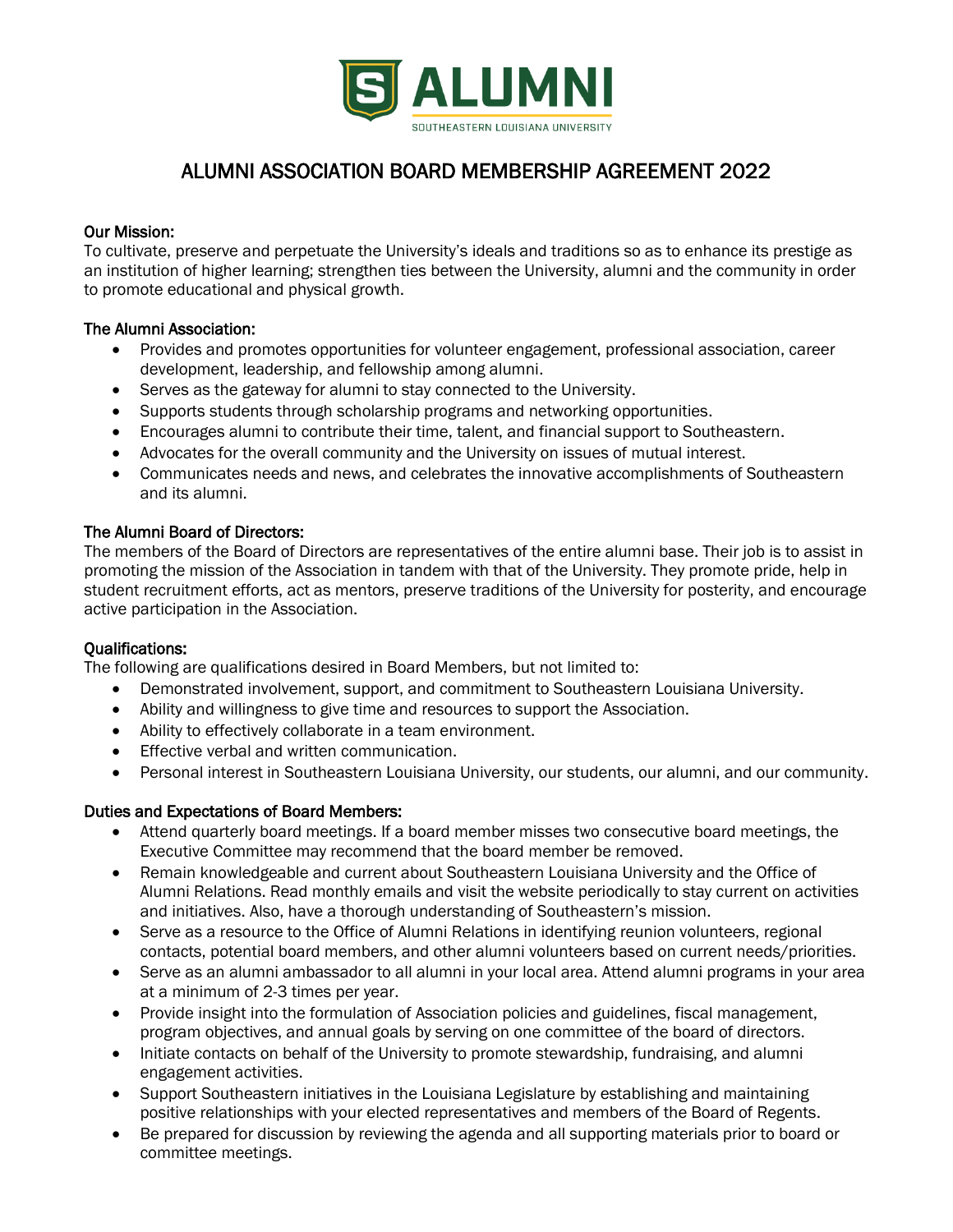# ALUMNI ASSOCIATION BOARD MEMBERSHIP AGREEMENT 2022

### Our Mission:

To cultivate, preserve and perpetuate the University's ideals and traditions so as to enhance its prestige as an institution of higher learning; strengthen ties between the University, alumni and the community in order to promote educational and physical growth.

### The Alumni Association:

- Provides and promotes opportunities for volunteer engagement, professional association, career development, leadership, and fellowship among alumni.
- Serves as the gateway for alumni to stay connected to the University.
- Supports students through scholarship programs and networking opportunities.
- Encourages alumni to contribute their time, talent, and financial support to Southeastern.
- Advocates for the overall community and the University on issues of mutual interest.
- Communicates needs and news, and celebrates the innovative accomplishments of Southeastern and its alumni.

### The Alumni Board of Directors:

The members of the Board of Directors are representatives of the entire alumni base. Their job is to assist in promoting the mission of the Association in tandem with that of the University. They promote pride, help in student recruitment efforts, act as mentors, preserve traditions of the University for posterity, and encourage active participation in the Association.

### Qualifications:

The following are qualifications desired in Board Members, but not limited to:

- Demonstrated involvement, support, and commitment to Southeastern Louisiana University.
- Ability and willingness to give time and resources to support the Association.
- Ability to effectively collaborate in a team environment.
- Effective verbal and written communication.
- Personal interest in Southeastern Louisiana University, our students, our alumni, and our community.

### Duties and Expectations of Board Members:

- Attend quarterly board meetings. If a board member misses two consecutive board meetings, the Executive Committee may recommend that the board member be removed.
- Remain knowledgeable and current about Southeastern Louisiana University and the Office of Alumni Relations. Read monthly emails and visit the website periodically to stay current on activities and initiatives. Also, have a thorough understanding of Southeastern's mission.
- Serve as a resource to the Office of Alumni Relations in identifying reunion volunteers, regional contacts, potential board members, and other alumni volunteers based on current needs/priorities.
- Serve as an alumni ambassador to all alumni in your local area. Attend alumni programs in your area at a minimum of 2-3 times per year.
- Provide insight into the formulation of Association policies and guidelines, fiscal management, program objectives, and annual goals by serving on one committee of the board of directors.
- Initiate contacts on behalf of the University to promote stewardship, fundraising, and alumni engagement activities.
- Support Southeastern initiatives in the Louisiana Legislature by establishing and maintaining positive relationships with your elected representatives and members of the Board of Regents.
- Be prepared for discussion by reviewing the agenda and all supporting materials prior to board or committee meetings.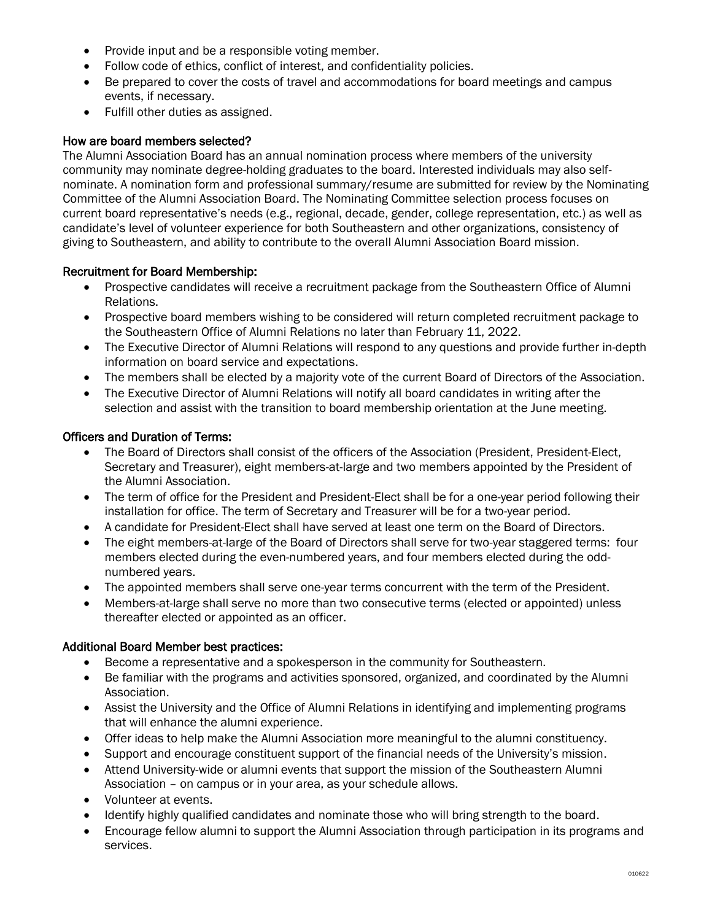- Provide input and be a responsible voting member.
- Follow code of ethics, conflict of interest, and confidentiality policies.
- Be prepared to cover the costs of travel and accommodations for board meetings and campus events, if necessary.
- Fulfill other duties as assigned.

### How are board members selected?

The Alumni Association Board has an annual nomination process where members of the university community may nominate degree-holding graduates to the board. Interested individuals may also self-nominate. A nomination form and professional summary/resume are submitted for review by the Nominating Committee of the Alumni Association Board. The Nominating Committee selection process focuses on current board representative's needs (e.g., regional, decade, gender, college representation, etc.) as well as candidate's level of volunteer experience for both Southeastern and other organizations, consistency of giving to Southeastern, and ability to contribute to the overall Alumni Association Board mission.

### Recruitment for Board Membership:

- Prospective candidates will receive a recruitment package from the Southeastern Office of Alumni Relations.
- Prospective board members wishing to be considered will return completed recruitment package to the Southeastern Office of Alumni Relations no later than February 11, 2022.
- The Executive Director of Alumni Relations will respond to any questions and provide further in-depth information on board service and expectations.
- The members shall be elected by a majority vote of the current Board of Directors of the Association.
- The Executive Director of Alumni Relations will notify all board candidates in writing after the selection and assist with the transition to board membership orientation at the June meeting.

### Officers and Duration of Terms:

- The Board of Directors shall consist of the officers of the Association (President, President-Elect, Secretary and Treasurer), eight members-at-large and two members appointed by the President of the Alumni Association.
- The term of office for the President and President-Elect shall be for a one-year period following their installation for office. The term of Secretary and Treasurer will be for a two-year period.
- A candidate for President-Elect shall have served at least one term on the Board of Directors.
- The eight members-at-large of the Board of Directors shall serve for two-year staggered terms: four members elected during the even-numbered years, and four members elected during the odd-numbered years.
- The appointed members shall serve one-year terms concurrent with the term of the President.
- Members-at-large shall serve no more than two consecutive terms (elected or appointed) unless thereafter elected or appointed as an officer.

### Additional Board Member best practices:

- Become a representative and a spokesperson in the community for Southeastern.
- Be familiar with the programs and activities sponsored, organized, and coordinated by the Alumni Association.
- Assist the University and the Office of Alumni Relations in identifying and implementing programs that will enhance the alumni experience.
- Offer ideas to help make the Alumni Association more meaningful to the alumni constituency.
- Support and encourage constituent support of the financial needs of the University's mission.
- Attend University-wide or alumni events that support the mission of the Southeastern Alumni Association – on campus or in your area, as your schedule allows.
- Volunteer at events.
- Identify highly qualified candidates and nominate those who will bring strength to the board.
- Encourage fellow alumni to support the Alumni Association through participation in its programs and services.

010622